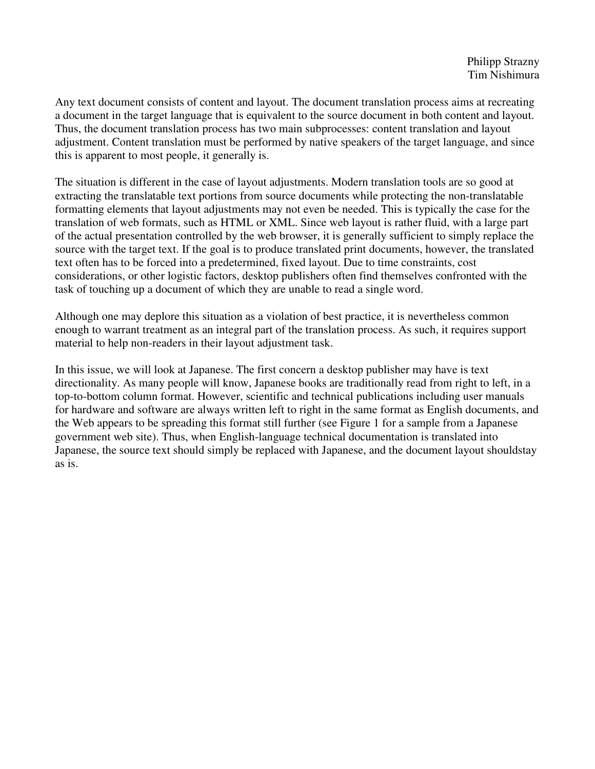Philipp Strazny
Tim Nishimura

Any text document consists of content and layout. The document translation process aims at recreating a document in the target language that is equivalent to the source document in both content and layout. Thus, the document translation process has two main subprocesses: content translation and layout adjustment. Content translation must be performed by native speakers of the target language, and since this is apparent to most people, it generally is.

The situation is different in the case of layout adjustments. Modern translation tools are so good at extracting the translatable text portions from source documents while protecting the non-translatable formatting elements that layout adjustments may not even be needed. This is typically the case for the translation of web formats, such as HTML or XML. Since web layout is rather fluid, with a large part of the actual presentation controlled by the web browser, it is generally sufficient to simply replace the source with the target text. If the goal is to produce translated print documents, however, the translated text often has to be forced into a predetermined, fixed layout. Due to time constraints, cost considerations, or other logistic factors, desktop publishers often find themselves confronted with the task of touching up a document of which they are unable to read a single word.

Although one may deplore this situation as a violation of best practice, it is nevertheless common enough to warrant treatment as an integral part of the translation process. As such, it requires support material to help non-readers in their layout adjustment task.

In this issue, we will look at Japanese. The first concern a desktop publisher may have is text directionality. As many people will know, Japanese books are traditionally read from right to left, in a top-to-bottom column format. However, scientific and technical publications including user manuals for hardware and software are always written left to right in the same format as English documents, and the Web appears to be spreading this format still further (see Figure 1 for a sample from a Japanese government web site). Thus, when English-language technical documentation is translated into Japanese, the source text should simply be replaced with Japanese, and the document layout shouldstay as is.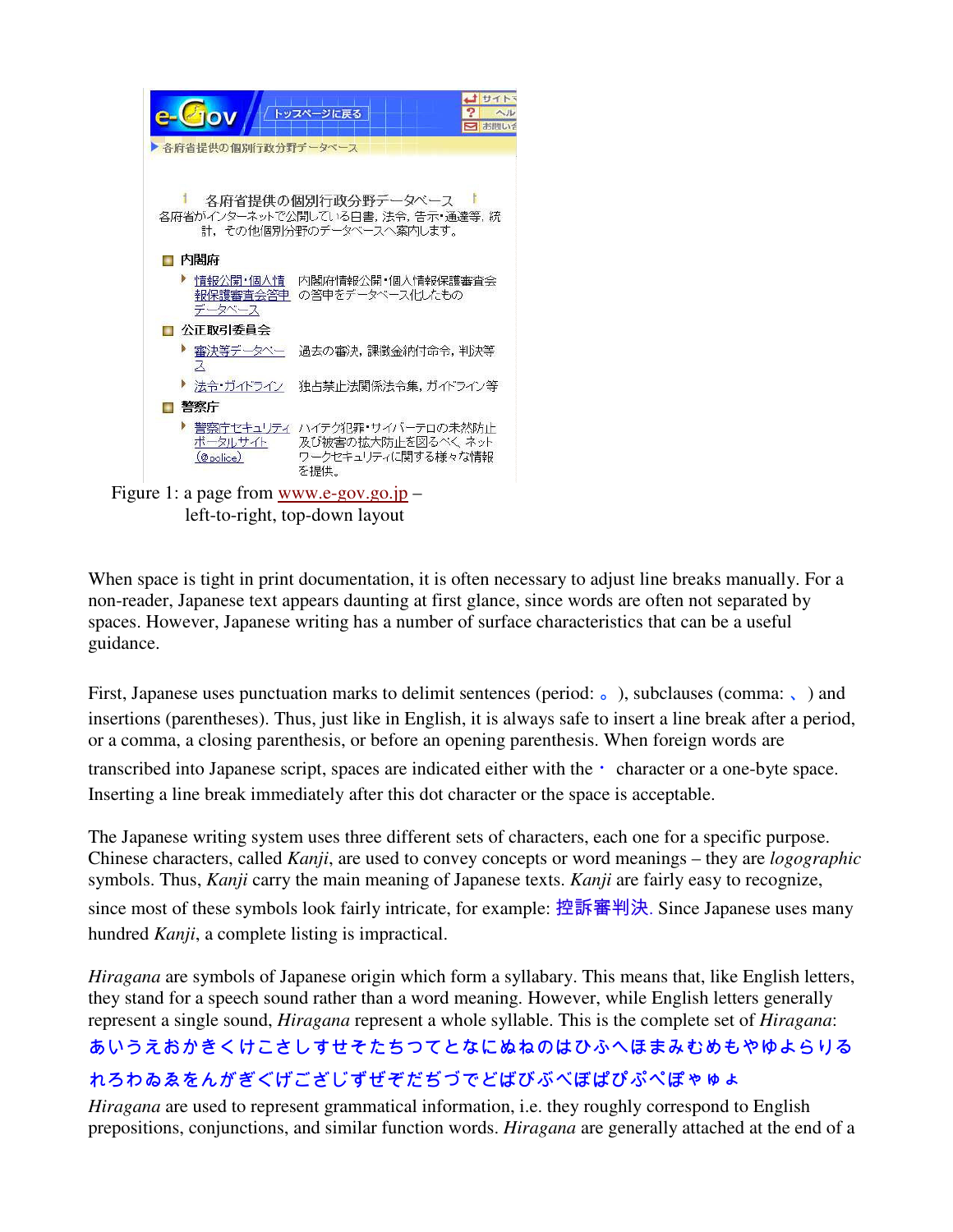Figure 1: a page from www.e-gov.go.jp – left-to-right, top-down layout

When space is tight in print documentation, it is often necessary to adjust line breaks manually. For a non-reader, Japanese text appears daunting at first glance, since words are often not separated by spaces. However, Japanese writing has a number of surface characteristics that can be a useful guidance.

First, Japanese uses punctuation marks to delimit sentences (period: 。), subclauses (comma: 、) and insertions (parentheses). Thus, just like in English, it is always safe to insert a line break after a period, or a comma, a closing parenthesis, or before an opening parenthesis. When foreign words are transcribed into Japanese script, spaces are indicated either with the ・ character or a one-byte space. Inserting a line break immediately after this dot character or the space is acceptable.

The Japanese writing system uses three different sets of characters, each one for a specific purpose. Chinese characters, called *Kanji*, are used to convey concepts or word meanings – they are *logographic* symbols. Thus, *Kanji* carry the main meaning of Japanese texts. *Kanji* are fairly easy to recognize, since most of these symbols look fairly intricate, for example: 控訴審判決. Since Japanese uses many hundred *Kanji*, a complete listing is impractical.

*Hiragana* are symbols of Japanese origin which form a syllabary. This means that, like English letters, they stand for a speech sound rather than a word meaning. However, while English letters generally represent a single sound, *Hiragana* represent a whole syllable. This is the complete set of *Hiragana*:
あいうえおかきくけこさしすせそたちつてとなにぬねのはひふへほまみむめもやゆよらりるれろわゐゑをんがぎぐげござじずぜぞだぢづでどばびぶべぼぱぴぷぺぽゃゅょ
*Hiragana* are used to represent grammatical information, i.e. they roughly correspond to English prepositions, conjunctions, and similar function words. *Hiragana* are generally attached at the end of a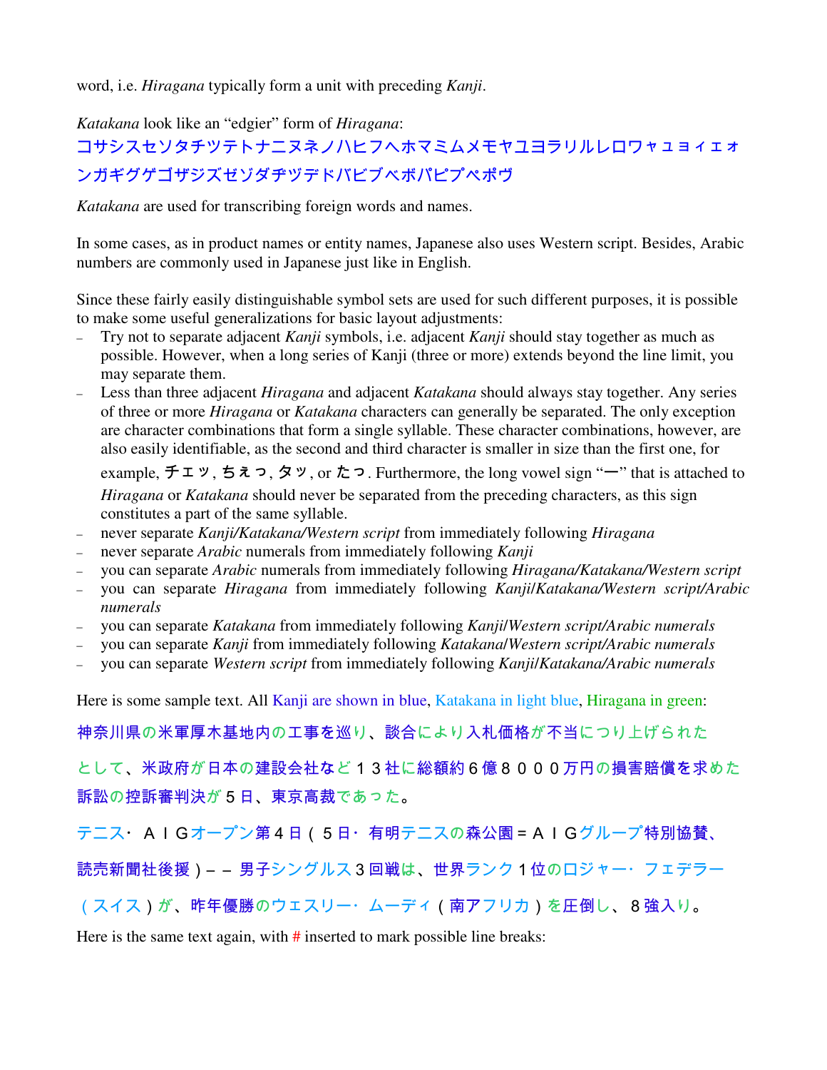word, i.e. *Hiragana* typically form a unit with preceding *Kanji*.

*Katakana* look like an "edgier" form of *Hiragana*:
コサシスセソタチツテトナニヌネノハヒフヘホマミムメモヤユヨラリルレロワャュョィェォンガギグゲゴザジズゼゾダヂヅデドバビブベボパピプペポヴ

*Katakana* are used for transcribing foreign words and names.

In some cases, as in product names or entity names, Japanese also uses Western script. Besides, Arabic numbers are commonly used in Japanese just like in English.

Since these fairly easily distinguishable symbol sets are used for such different purposes, it is possible to make some useful generalizations for basic layout adjustments:

- Try not to separate adjacent *Kanji* symbols, i.e. adjacent *Kanji* should stay together as much as possible. However, when a long series of Kanji (three or more) extends beyond the line limit, you may separate them.
- Less than three adjacent *Hiragana* and adjacent *Katakana* should always stay together. Any series of three or more *Hiragana* or *Katakana* characters can generally be separated. The only exception are character combinations that form a single syllable. These character combinations, however, are also easily identifiable, as the second and third character is smaller in size than the first one, for example, チェッ, ちぇっ, タッ, or たっ. Furthermore, the long vowel sign "ー" that is attached to *Hiragana* or *Katakana* should never be separated from the preceding characters, as this sign constitutes a part of the same syllable.
- never separate *Kanji/Katakana/Western script* from immediately following *Hiragana*
- never separate *Arabic* numerals from immediately following *Kanji*
- you can separate *Arabic* numerals from immediately following *Hiragana/Katakana/Western script*
- you can separate *Hiragana* from immediately following *Kanji/Katakana/Western script/Arabic numerals*
- you can separate *Katakana* from immediately following *Kanji/Western script/Arabic numerals*
- you can separate *Kanji* from immediately following *Katakana/Western script/Arabic numerals*
- you can separate *Western script* from immediately following *Kanji/Katakana/Arabic numerals*

Here is some sample text. All Kanji are shown in blue, Katakana in light blue, Hiragana in green:

神奈川県の米軍厚木基地内の工事を巡り、談合により入札価格が不当につり上げられたとして、米政府が日本の建設会社など１３社に総額約６億８０００万円の損害賠償を求めた訴訟の控訴審判決が５日、東京高裁であった。

テニス・ＡＩＧオープン第４日（５日・有明テニスの森公園＝ＡＩＧグループ特別協賛、読売新聞社後援）－－男子シングルス３回戦は、世界ランク１位のロジャー・フェデラー（スイス）が、昨年優勝のウェスリー・ムーディ（南アフリカ）を圧倒し、８強入り。

Here is the same text again, with # inserted to mark possible line breaks: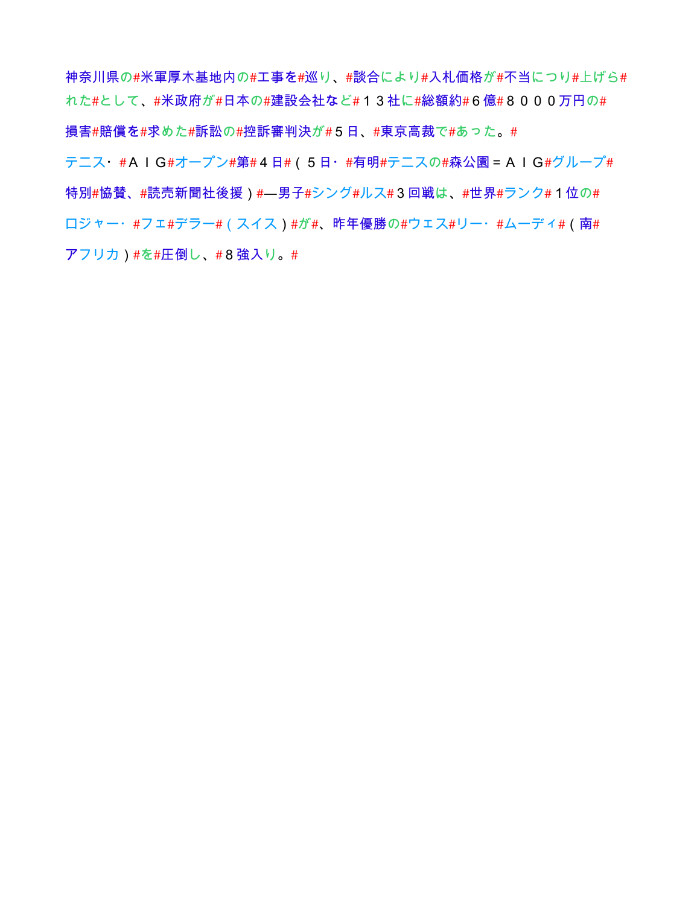神奈川県の#米軍厚木基地内の#工事を#巡り、#談合により#入札価格が#不当につり#上げら#れた#として、#米政府が#日本の#建設会社など#１３社に#総額約#６億#８０００万円の#損害#賠償を#求めた#訴訟の#控訴審判決が#５日、#東京高裁で#あった。#

テニス・#ＡＩＧ#オープン#第#４日#（５日・#有明#テニスの#森公園＝ＡＩＧ#グループ#特別#協賛、#読売新聞社後援）#—男子#シング#ルス#３回戦は、#世界#ランク#１位の#ロジャー・#フェ#デラー#（スイス）#が#、昨年優勝の#ウェス#リー・#ムーディ#（南#アフリカ）#を#圧倒し、#８強入り。#